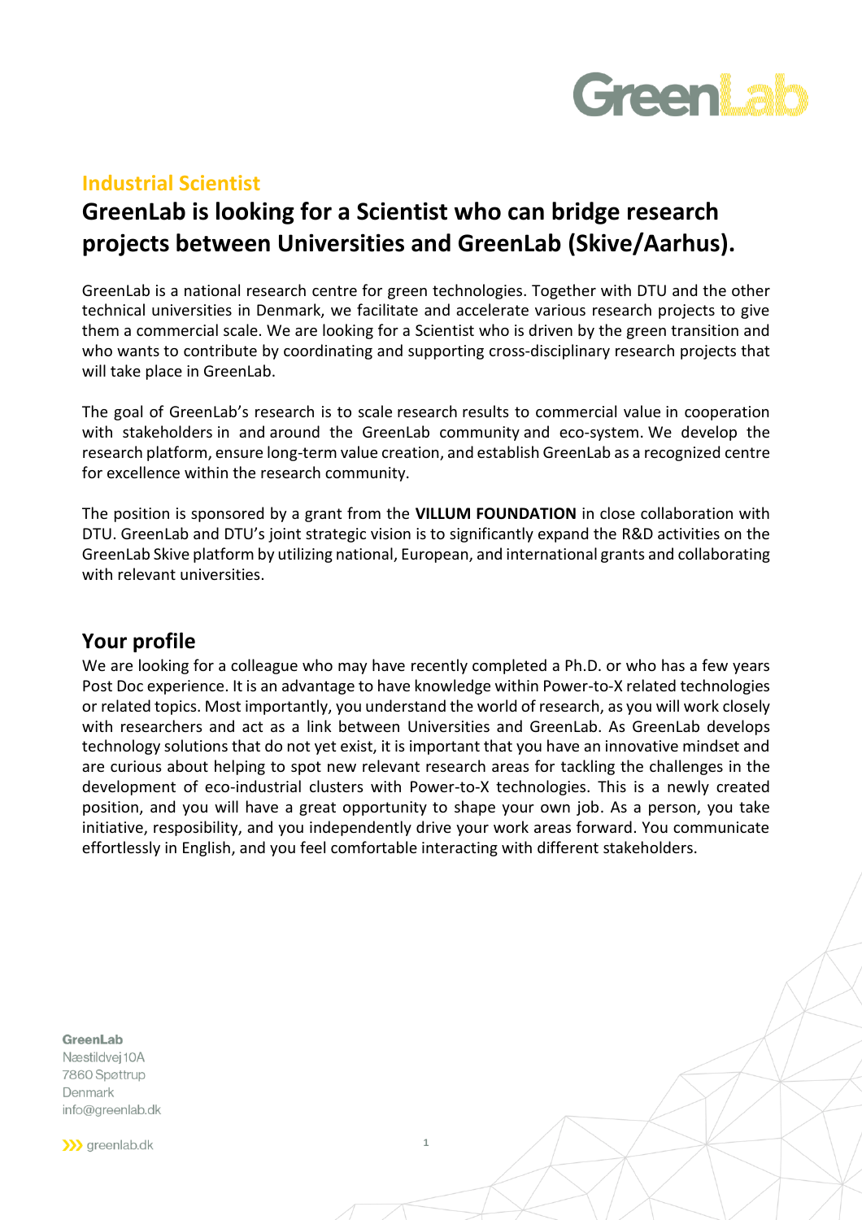## Industrial Scientist

# GreenLab is looking for a Scientist who can bridge research projects between Universities and GreenLab (Skive/Aarhus).

GreenLab is a national research centre for green technologies. Together with DTU and the other technical universities in Denmark, we facilitate and accelerate various research projects to give them a commercial scale. We are looking for a Scientist who is driven by the green transition and who wants to contribute by coordinating and supporting cross-disciplinary research projects that will take place in GreenLab.

The goal of GreenLab's research is to scale research results to commercial value in cooperation with stakeholders in and around the GreenLab community and eco-system. We develop the research platform, ensure long-term value creation, and establish GreenLab as a recognized centre for excellence within the research community.

The position is sponsored by a grant from the **VILLUM FOUNDATION** in close collaboration with DTU. GreenLab and DTU's joint strategic vision is to significantly expand the R&D activities on the GreenLab Skive platform by utilizing national, European, and international grants and collaborating with relevant universities.

## Your profile

We are looking for a colleague who may have recently completed a Ph.D. or who has a few years Post Doc experience. It is an advantage to have knowledge within Power-to-X related technologies or related topics. Most importantly, you understand the world of research, as you will work closely with researchers and act as a link between Universities and GreenLab. As GreenLab develops technology solutions that do not yet exist, it is important that you have an innovative mindset and are curious about helping to spot new relevant research areas for tackling the challenges in the development of eco-industrial clusters with Power-to-X technologies. This is a newly created position, and you will have a great opportunity to shape your own job. As a person, you take initiative, resposibility, and you independently drive your work areas forward. You communicate effortlessly in English, and you feel comfortable interacting with different stakeholders.

GreenLab
Næstildvej 10A
7860 Spøttrup
Denmark
info@greenlab.dk

greenlab.dk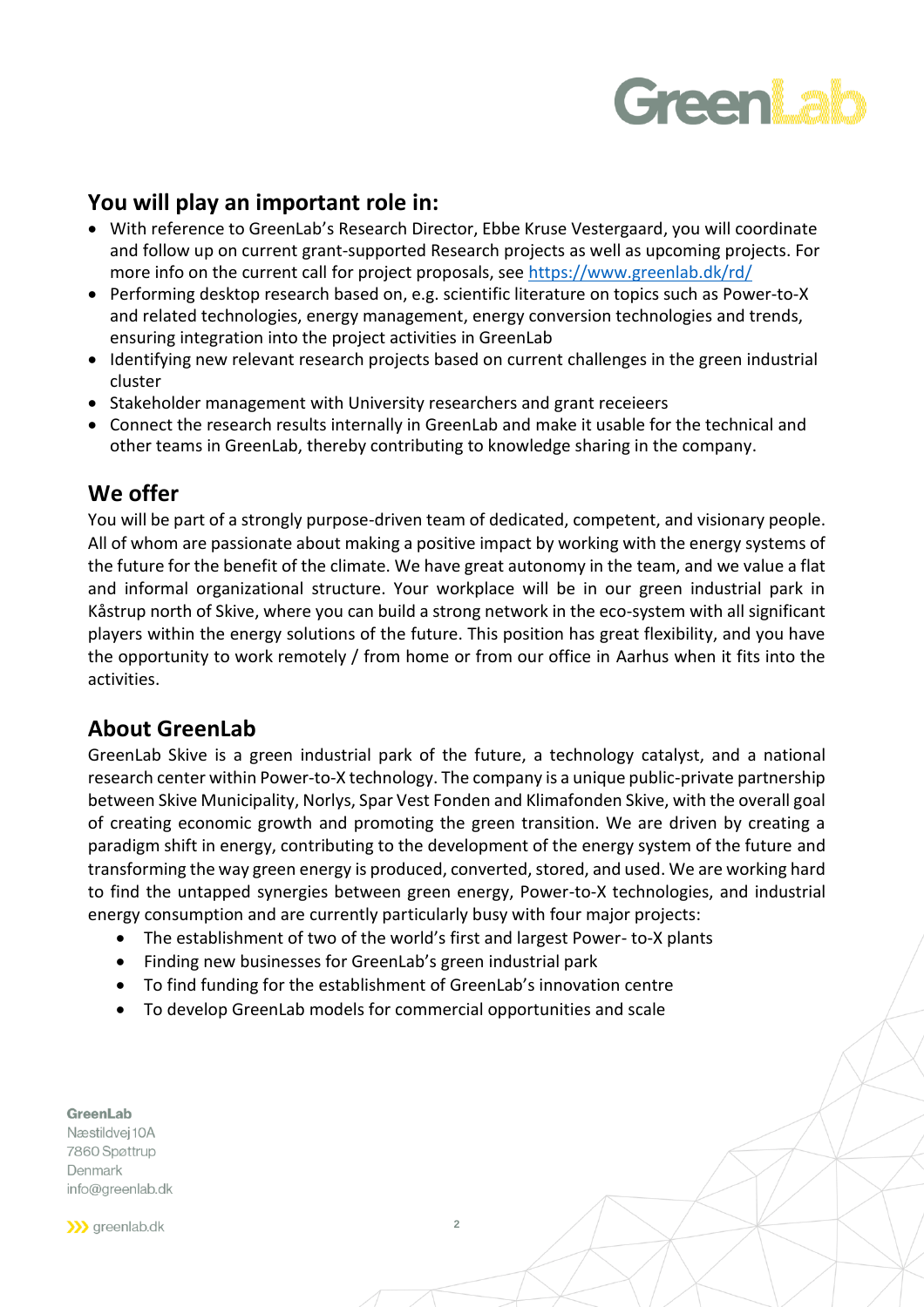## You will play an important role in:

- With reference to GreenLab's Research Director, Ebbe Kruse Vestergaard, you will coordinate and follow up on current grant-supported Research projects as well as upcoming projects. For more info on the current call for project proposals, see https://www.greenlab.dk/rd/
- Performing desktop research based on, e.g. scientific literature on topics such as Power-to-X and related technologies, energy management, energy conversion technologies and trends, ensuring integration into the project activities in GreenLab
- Identifying new relevant research projects based on current challenges in the green industrial cluster
- Stakeholder management with University researchers and grant receieers
- Connect the research results internally in GreenLab and make it usable for the technical and other teams in GreenLab, thereby contributing to knowledge sharing in the company.

## We offer

You will be part of a strongly purpose-driven team of dedicated, competent, and visionary people. All of whom are passionate about making a positive impact by working with the energy systems of the future for the benefit of the climate. We have great autonomy in the team, and we value a flat and informal organizational structure. Your workplace will be in our green industrial park in Kåstrup north of Skive, where you can build a strong network in the eco-system with all significant players within the energy solutions of the future. This position has great flexibility, and you have the opportunity to work remotely / from home or from our office in Aarhus when it fits into the activities.

## About GreenLab

GreenLab Skive is a green industrial park of the future, a technology catalyst, and a national research center within Power-to-X technology. The company is a unique public-private partnership between Skive Municipality, Norlys, Spar Vest Fonden and Klimafonden Skive, with the overall goal of creating economic growth and promoting the green transition. We are driven by creating a paradigm shift in energy, contributing to the development of the energy system of the future and transforming the way green energy is produced, converted, stored, and used. We are working hard to find the untapped synergies between green energy, Power-to-X technologies, and industrial energy consumption and are currently particularly busy with four major projects:

- The establishment of two of the world's first and largest Power- to-X plants
- Finding new businesses for GreenLab's green industrial park
- To find funding for the establishment of GreenLab's innovation centre
- To develop GreenLab models for commercial opportunities and scale

GreenLab
Næstildvej 10A
7860 Spøttrup
Denmark
info@greenlab.dk

greenlab.dk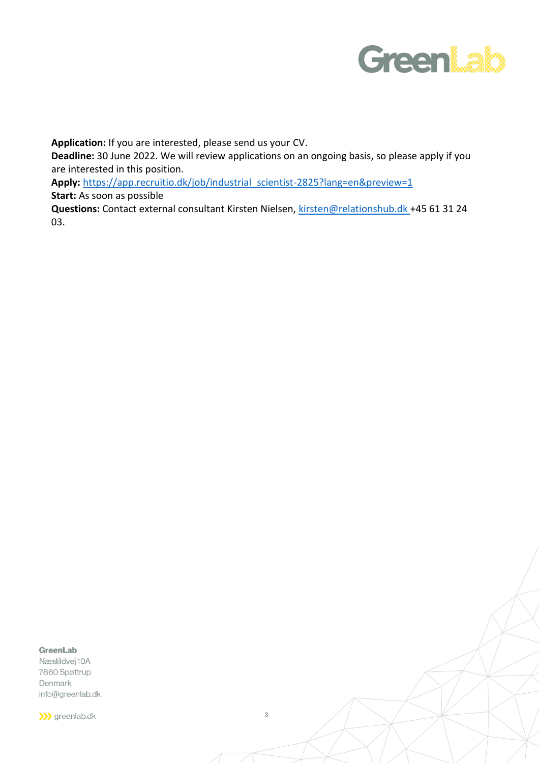**Application:** If you are interested, please send us your CV.
**Deadline:** 30 June 2022. We will review applications on an ongoing basis, so please apply if you are interested in this position.
**Apply:** https://app.recruitio.dk/job/industrial_scientist-2825?lang=en&preview=1
**Start:** As soon as possible
**Questions:** Contact external consultant Kirsten Nielsen, kirsten@relationshub.dk +45 61 31 24 03.